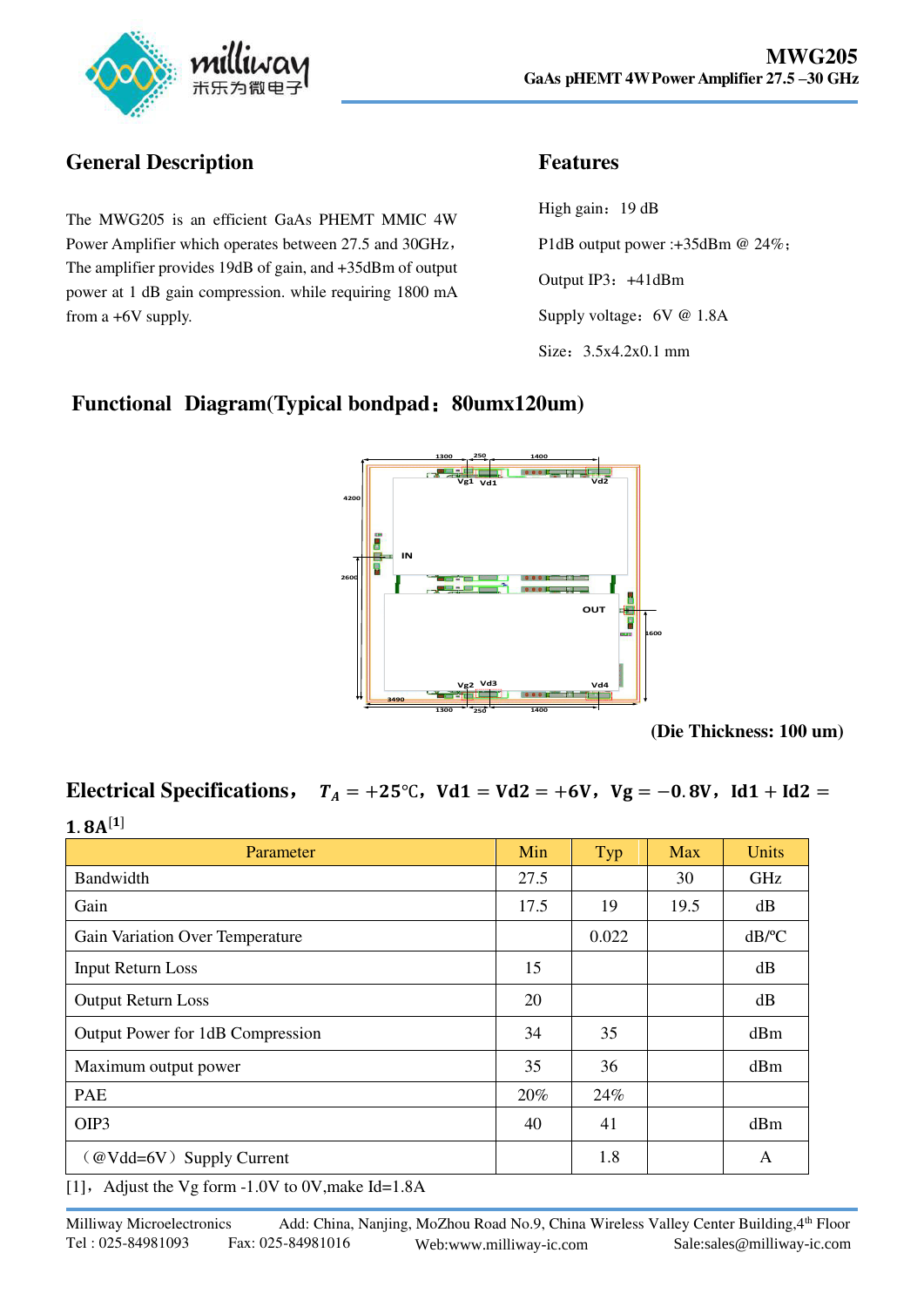# MWG205

**GaAs pHEMT 4W Power Amplifier 27.5 –30 GHz**

## General Description

The MWG205 is an efficient GaAs PHEMT MMIC 4W Power Amplifier which operates between 27.5 and 30GHz， The amplifier provides 19dB of gain, and +35dBm of output power at 1 dB gain compression. while requiring 1800 mA from a +6V supply.

## Features

High gain：19 dB

P1dB output power :+35dBm @ 24%；

Output IP3：+41dBm

Supply voltage：6V @ 1.8A

Size：3.5x4.2x0.1 mm

## Functional Diagram(Typical bondpad：80umx120um)

(Die Thickness: 100 um)

## Electrical Specifications， $T_A = +25℃$，Vd1 = Vd2 = +6V，Vg = −0.8V，Id1 + Id2 = 1.8A[1]

| Parameter | Min | Typ | Max | Units |
|---|---|---|---|---|
| Bandwidth | 27.5 | | 30 | GHz |
| Gain | 17.5 | 19 | 19.5 | dB |
| Gain Variation Over Temperature | | 0.022 | | dB/ºC |
| Input Return Loss | 15 | | | dB |
| Output Return Loss | 20 | | | dB |
| Output Power for 1dB Compression | 34 | 35 | | dBm |
| Maximum output power | 35 | 36 | | dBm |
| PAE | 20% | 24% | | |
| OIP3 | 40 | 41 | | dBm |
| （@Vdd=6V）Supply Current | | 1.8 | | A |

[1]，Adjust the Vg form -1.0V to 0V,make Id=1.8A

Milliway Microelectronics Add: China, Nanjing, MoZhou Road No.9, China Wireless Valley Center Building,4th Floor
Tel : 025-84981093 Fax: 025-84981016 Web:www.milliway-ic.com Sale:sales@milliway-ic.com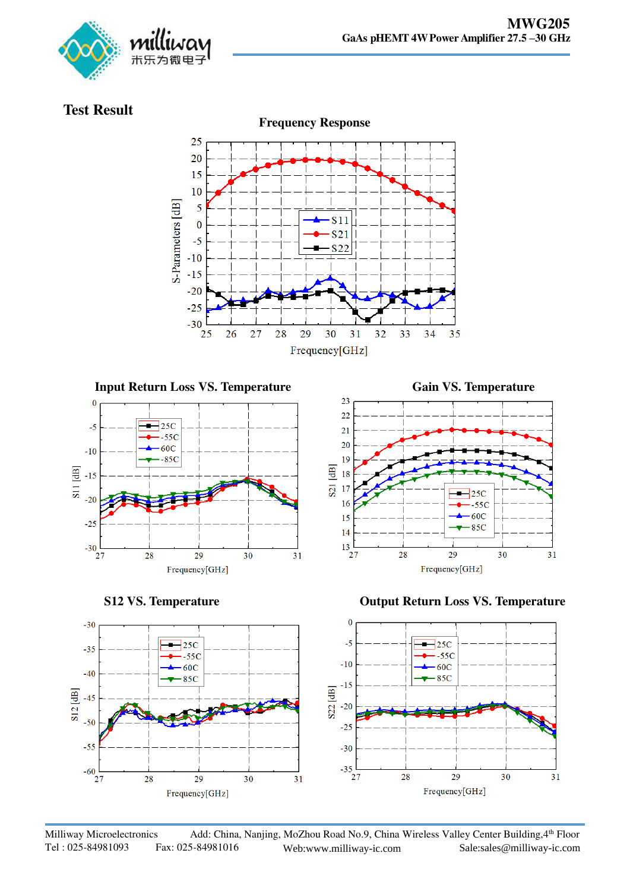## Test Result

### Frequency Response

### Input Return Loss VS. Temperature

### Gain VS. Temperature

### S12 VS. Temperature

### Output Return Loss VS. Temperature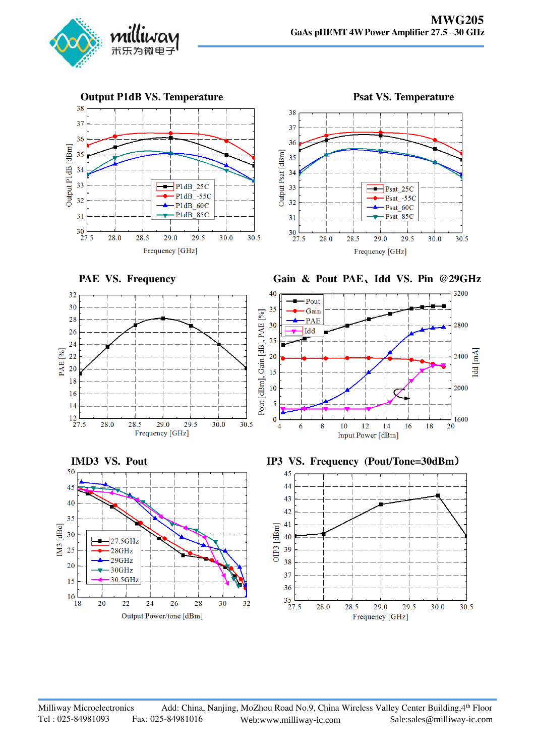**Output P1dB VS. Temperature**

**Psat VS. Temperature**

**PAE VS. Frequency**

**Gain & Pout PAE、Idd VS. Pin @29GHz**

**IMD3 VS. Pout**

**IP3 VS. Frequency (Pout/Tone=30dBm)**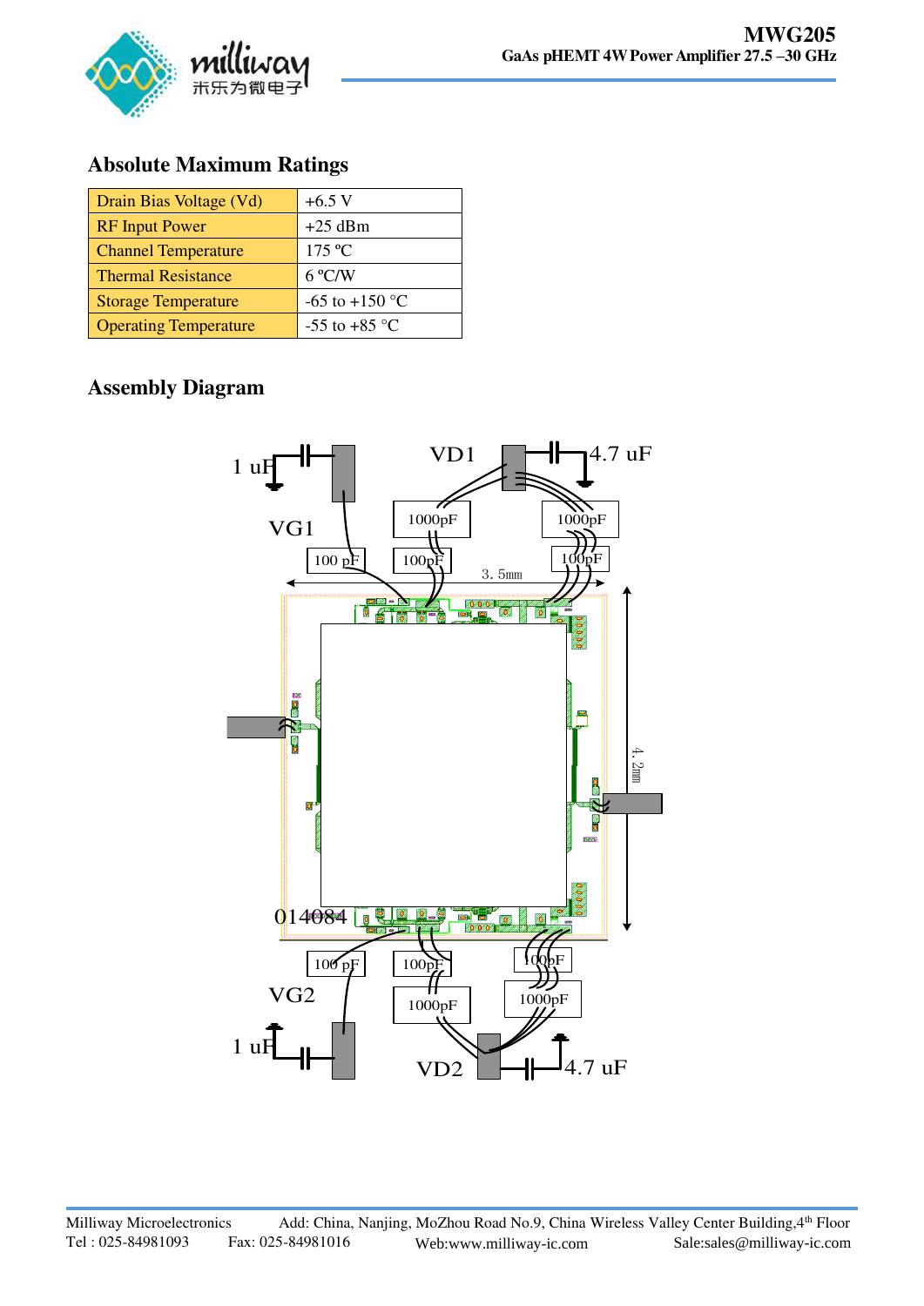## Absolute Maximum Ratings

| | |
|---|---|
| Drain Bias Voltage (Vd) | +6.5 V |
| RF Input Power | +25 dBm |
| Channel Temperature | 175 ºC |
| Thermal Resistance | 6 ºC/W |
| Storage Temperature | -65 to +150 °C |
| Operating Temperature | -55 to +85 °C |

## Assembly Diagram

1 uF
VD1
4.7 uF
1000pF
1000pF
VG1
100 pF
100pF
100pF
3. 5mm
4. 2mm
014084
100 pF
100pF
100pF
VG2
1000pF
1000pF
1 uF
VD2
4.7 uF